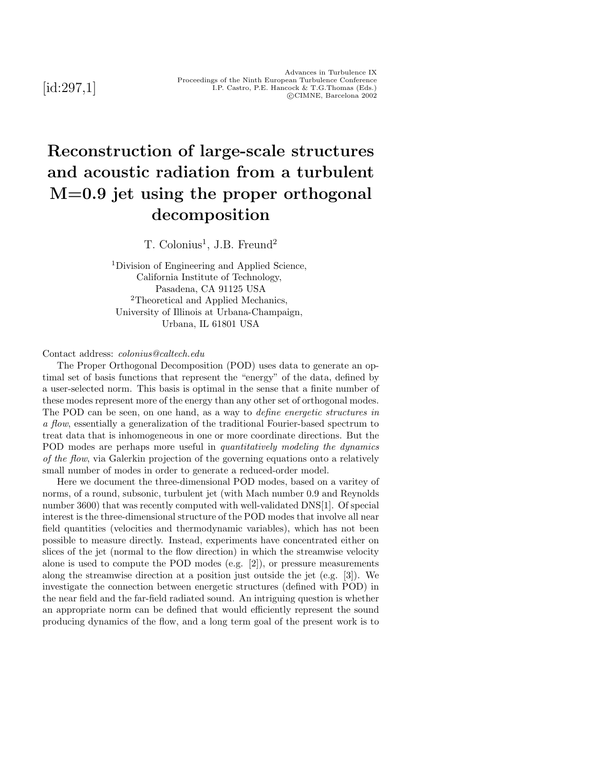[id:297,1]

# Reconstruction of large-scale structures and acoustic radiation from a turbulent M=0.9 jet using the proper orthogonal decomposition

T. Colonius[1], J.B. Freund[2]

[1]Division of Engineering and Applied Science,
California Institute of Technology,
Pasadena, CA 91125 USA
[2]Theoretical and Applied Mechanics,
University of Illinois at Urbana-Champaign,
Urbana, IL 61801 USA

Contact address: *colonius@caltech.edu*

The Proper Orthogonal Decomposition (POD) uses data to generate an optimal set of basis functions that represent the "energy" of the data, defined by a user-selected norm. This basis is optimal in the sense that a finite number of these modes represent more of the energy than any other set of orthogonal modes. The POD can be seen, on one hand, as a way to *define energetic structures in a flow*, essentially a generalization of the traditional Fourier-based spectrum to treat data that is inhomogeneous in one or more coordinate directions. But the POD modes are perhaps more useful in *quantitatively modeling the dynamics of the flow*, via Galerkin projection of the governing equations onto a relatively small number of modes in order to generate a reduced-order model.

Here we document the three-dimensional POD modes, based on a varitey of norms, of a round, subsonic, turbulent jet (with Mach number 0.9 and Reynolds number 3600) that was recently computed with well-validated DNS[1]. Of special interest is the three-dimensional structure of the POD modes that involve all near field quantities (velocities and thermodynamic variables), which has not been possible to measure directly. Instead, experiments have concentrated either on slices of the jet (normal to the flow direction) in which the streamwise velocity alone is used to compute the POD modes (e.g. [2]), or pressure measurements along the streamwise direction at a position just outside the jet (e.g. [3]). We investigate the connection between energetic structures (defined with POD) in the near field and the far-field radiated sound. An intriguing question is whether an appropriate norm can be defined that would efficiently represent the sound producing dynamics of the flow, and a long term goal of the present work is to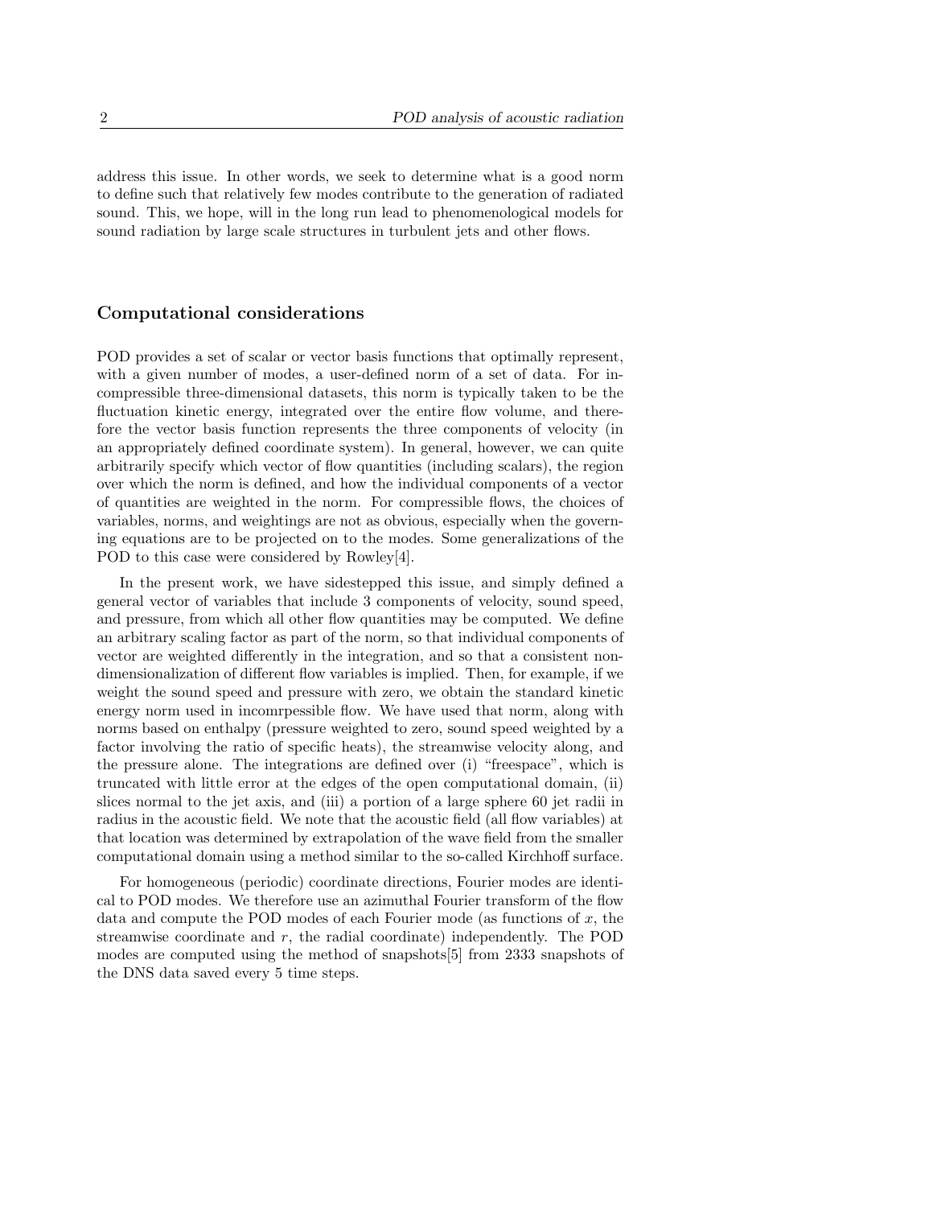address this issue. In other words, we seek to determine what is a good norm to define such that relatively few modes contribute to the generation of radiated sound. This, we hope, will in the long run lead to phenomenological models for sound radiation by large scale structures in turbulent jets and other flows.

## Computational considerations

POD provides a set of scalar or vector basis functions that optimally represent, with a given number of modes, a user-defined norm of a set of data. For incompressible three-dimensional datasets, this norm is typically taken to be the fluctuation kinetic energy, integrated over the entire flow volume, and therefore the vector basis function represents the three components of velocity (in an appropriately defined coordinate system). In general, however, we can quite arbitrarily specify which vector of flow quantities (including scalars), the region over which the norm is defined, and how the individual components of a vector of quantities are weighted in the norm. For compressible flows, the choices of variables, norms, and weightings are not as obvious, especially when the governing equations are to be projected on to the modes. Some generalizations of the POD to this case were considered by Rowley[4].

In the present work, we have sidestepped this issue, and simply defined a general vector of variables that include 3 components of velocity, sound speed, and pressure, from which all other flow quantities may be computed. We define an arbitrary scaling factor as part of the norm, so that individual components of vector are weighted differently in the integration, and so that a consistent nondimensionalization of different flow variables is implied. Then, for example, if we weight the sound speed and pressure with zero, we obtain the standard kinetic energy norm used in incomrpessible flow. We have used that norm, along with norms based on enthalpy (pressure weighted to zero, sound speed weighted by a factor involving the ratio of specific heats), the streamwise velocity along, and the pressure alone. The integrations are defined over (i) "freespace", which is truncated with little error at the edges of the open computational domain, (ii) slices normal to the jet axis, and (iii) a portion of a large sphere 60 jet radii in radius in the acoustic field. We note that the acoustic field (all flow variables) at that location was determined by extrapolation of the wave field from the smaller computational domain using a method similar to the so-called Kirchhoff surface.

For homogeneous (periodic) coordinate directions, Fourier modes are identical to POD modes. We therefore use an azimuthal Fourier transform of the flow data and compute the POD modes of each Fourier mode (as functions of $x$, the streamwise coordinate and $r$, the radial coordinate) independently. The POD modes are computed using the method of snapshots[5] from 2333 snapshots of the DNS data saved every 5 time steps.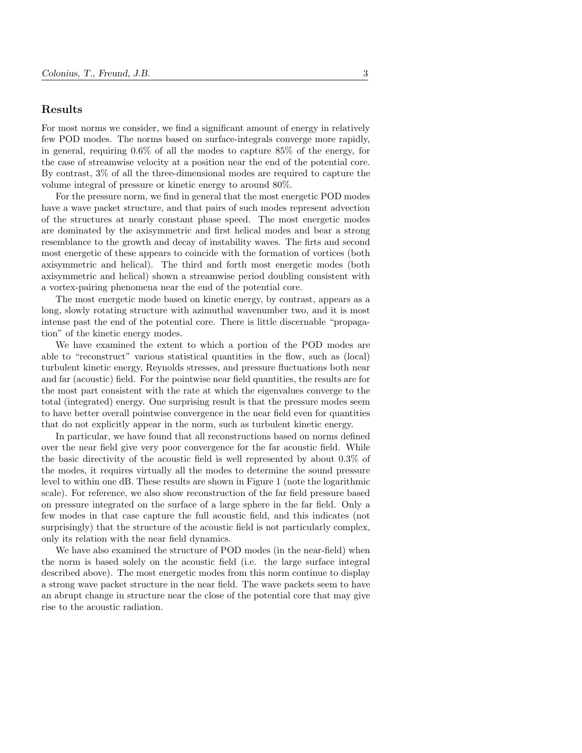## Results

For most norms we consider, we find a significant amount of energy in relatively few POD modes. The norms based on surface-integrals converge more rapidly, in general, requiring 0.6% of all the modes to capture 85% of the energy, for the case of streamwise velocity at a position near the end of the potential core. By contrast, 3% of all the three-dimensional modes are required to capture the volume integral of pressure or kinetic energy to around 80%.

For the pressure norm, we find in general that the most energetic POD modes have a wave packet structure, and that pairs of such modes represent advection of the structures at nearly constant phase speed. The most energetic modes are dominated by the axisymmetric and first helical modes and bear a strong resemblance to the growth and decay of instability waves. The firts and second most energetic of these appears to coincide with the formation of vortices (both axisymmetric and helical). The third and forth most energetic modes (both axisymmetric and helical) shown a streamwise period doubling consistent with a vortex-pairing phenomena near the end of the potential core.

The most energetic mode based on kinetic energy, by contrast, appears as a long, slowly rotating structure with azimuthal wavenumber two, and it is most intense past the end of the potential core. There is little discernable "propagation" of the kinetic energy modes.

We have examined the extent to which a portion of the POD modes are able to "reconstruct" various statistical quantities in the flow, such as (local) turbulent kinetic energy, Reynolds stresses, and pressure fluctuations both near and far (acoustic) field. For the pointwise near field quantities, the results are for the most part consistent with the rate at which the eigenvalues converge to the total (integrated) energy. One surprising result is that the pressure modes seem to have better overall pointwise convergence in the near field even for quantities that do not explicitly appear in the norm, such as turbulent kinetic energy.

In particular, we have found that all reconstructions based on norms defined over the near field give very poor convergence for the far acoustic field. While the basic directivity of the acoustic field is well represented by about 0.3% of the modes, it requires virtually all the modes to determine the sound pressure level to within one dB. These results are shown in Figure 1 (note the logarithmic scale). For reference, we also show reconstruction of the far field pressure based on pressure integrated on the surface of a large sphere in the far field. Only a few modes in that case capture the full acoustic field, and this indicates (not surprisingly) that the structure of the acoustic field is not particularly complex, only its relation with the near field dynamics.

We have also examined the structure of POD modes (in the near-field) when the norm is based solely on the acoustic field (i.e. the large surface integral described above). The most energetic modes from this norm continue to display a strong wave packet structure in the near field. The wave packets seem to have an abrupt change in structure near the close of the potential core that may give rise to the acoustic radiation.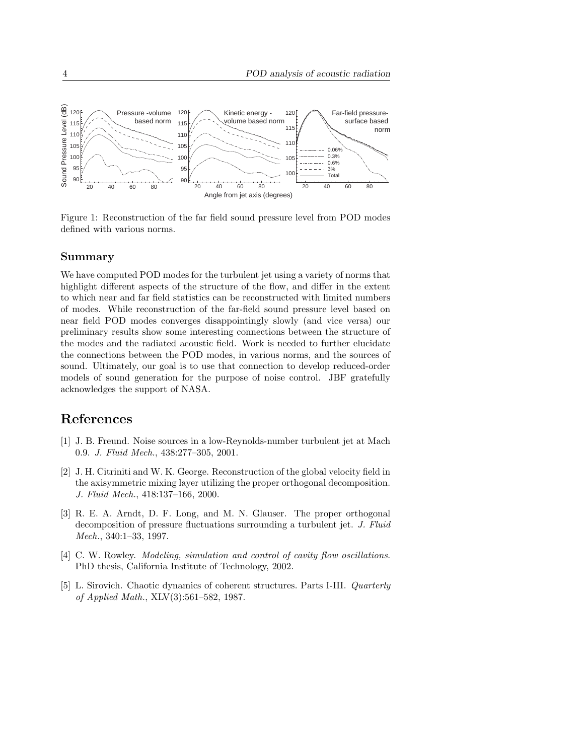Sound Pressure Level (dB)

Pressure -volume based norm

Kinetic energy - volume based norm

Far-field pressure- surface based norm

0.06%
0.3%
0.6%
3%
Total

Angle from jet axis (degrees)

Figure 1: Reconstruction of the far field sound pressure level from POD modes defined with various norms.

### Summary

We have computed POD modes for the turbulent jet using a variety of norms that highlight different aspects of the structure of the flow, and differ in the extent to which near and far field statistics can be reconstructed with limited numbers of modes. While reconstruction of the far-field sound pressure level based on near field POD modes converges disappointingly slowly (and vice versa) our preliminary results show some interesting connections between the structure of the modes and the radiated acoustic field. Work is needed to further elucidate the connections between the POD modes, in various norms, and the sources of sound. Ultimately, our goal is to use that connection to develop reduced-order models of sound generation for the purpose of noise control. JBF gratefully acknowledges the support of NASA.

## References

[1] J. B. Freund. Noise sources in a low-Reynolds-number turbulent jet at Mach 0.9. *J. Fluid Mech.*, 438:277–305, 2001.

[2] J. H. Citriniti and W. K. George. Reconstruction of the global velocity field in the axisymmetric mixing layer utilizing the proper orthogonal decomposition. *J. Fluid Mech.*, 418:137–166, 2000.

[3] R. E. A. Arndt, D. F. Long, and M. N. Glauser. The proper orthogonal decomposition of pressure fluctuations surrounding a turbulent jet. *J. Fluid Mech.*, 340:1–33, 1997.

[4] C. W. Rowley. *Modeling, simulation and control of cavity flow oscillations*. PhD thesis, California Institute of Technology, 2002.

[5] L. Sirovich. Chaotic dynamics of coherent structures. Parts I-III. *Quarterly of Applied Math.*, XLV(3):561–582, 1987.